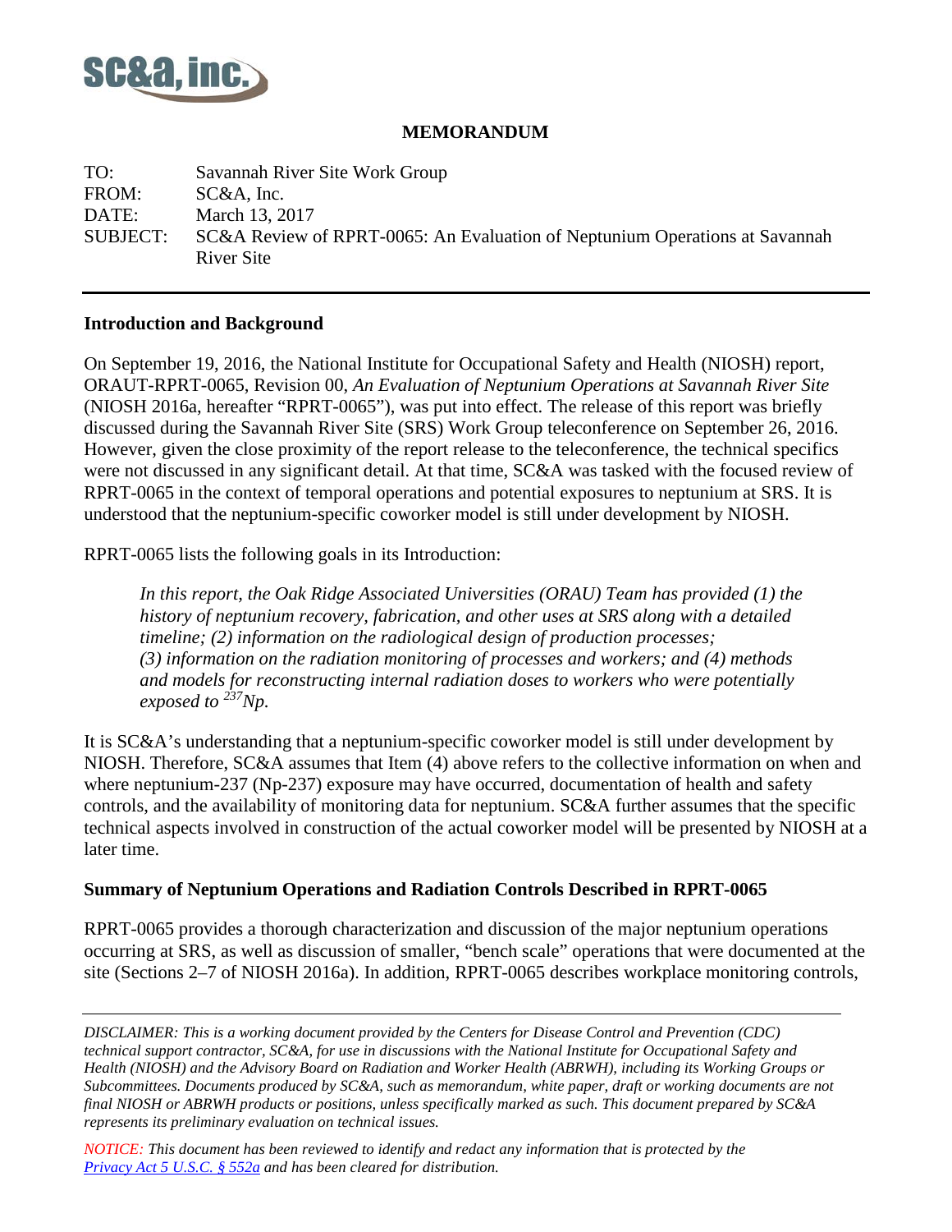**SC&A, inc.**

## MEMORANDUM

TO: Savannah River Site Work Group
FROM: SC&A, Inc.
DATE: March 13, 2017
SUBJECT: SC&A Review of RPRT-0065: An Evaluation of Neptunium Operations at Savannah River Site

---

### Introduction and Background

On September 19, 2016, the National Institute for Occupational Safety and Health (NIOSH) report, ORAUT-RPRT-0065, Revision 00, *An Evaluation of Neptunium Operations at Savannah River Site* (NIOSH 2016a, hereafter "RPRT-0065"), was put into effect. The release of this report was briefly discussed during the Savannah River Site (SRS) Work Group teleconference on September 26, 2016. However, given the close proximity of the report release to the teleconference, the technical specifics were not discussed in any significant detail. At that time, SC&A was tasked with the focused review of RPRT-0065 in the context of temporal operations and potential exposures to neptunium at SRS. It is understood that the neptunium-specific coworker model is still under development by NIOSH.

RPRT-0065 lists the following goals in its Introduction:

> *In this report, the Oak Ridge Associated Universities (ORAU) Team has provided (1) the history of neptunium recovery, fabrication, and other uses at SRS along with a detailed timeline; (2) information on the radiological design of production processes; (3) information on the radiation monitoring of processes and workers; and (4) methods and models for reconstructing internal radiation doses to workers who were potentially exposed to $^{237}$Np.*

It is SC&A's understanding that a neptunium-specific coworker model is still under development by NIOSH. Therefore, SC&A assumes that Item (4) above refers to the collective information on when and where neptunium-237 (Np-237) exposure may have occurred, documentation of health and safety controls, and the availability of monitoring data for neptunium. SC&A further assumes that the specific technical aspects involved in construction of the actual coworker model will be presented by NIOSH at a later time.

### Summary of Neptunium Operations and Radiation Controls Described in RPRT-0065

RPRT-0065 provides a thorough characterization and discussion of the major neptunium operations occurring at SRS, as well as discussion of smaller, "bench scale" operations that were documented at the site (Sections 2–7 of NIOSH 2016a). In addition, RPRT-0065 describes workplace monitoring controls,

---

*DISCLAIMER: This is a working document provided by the Centers for Disease Control and Prevention (CDC) technical support contractor, SC&A, for use in discussions with the National Institute for Occupational Safety and Health (NIOSH) and the Advisory Board on Radiation and Worker Health (ABRWH), including its Working Groups or Subcommittees. Documents produced by SC&A, such as memorandum, white paper, draft or working documents are not final NIOSH or ABRWH products or positions, unless specifically marked as such. This document prepared by SC&A represents its preliminary evaluation on technical issues.*

*NOTICE: This document has been reviewed to identify and redact any information that is protected by the Privacy Act 5 U.S.C. § 552a and has been cleared for distribution.*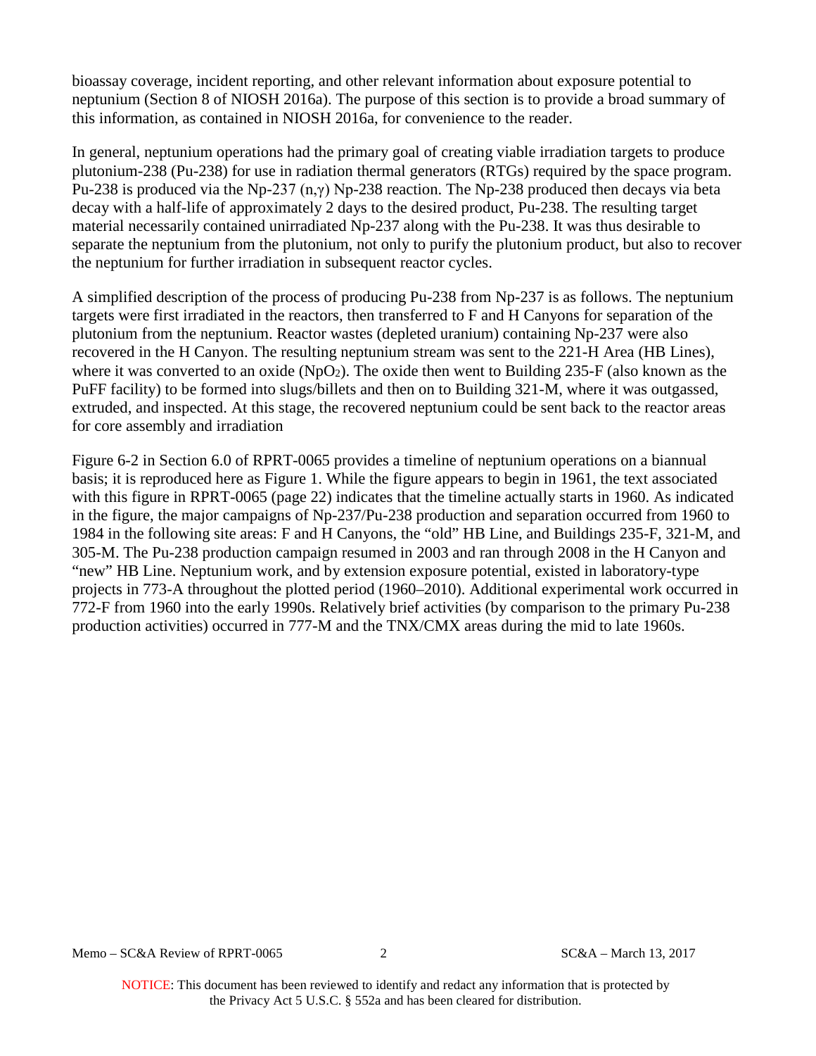bioassay coverage, incident reporting, and other relevant information about exposure potential to neptunium (Section 8 of NIOSH 2016a). The purpose of this section is to provide a broad summary of this information, as contained in NIOSH 2016a, for convenience to the reader.

In general, neptunium operations had the primary goal of creating viable irradiation targets to produce plutonium-238 (Pu-238) for use in radiation thermal generators (RTGs) required by the space program. Pu-238 is produced via the Np-237 (n,$\gamma$) Np-238 reaction. The Np-238 produced then decays via beta decay with a half-life of approximately 2 days to the desired product, Pu-238. The resulting target material necessarily contained unirradiated Np-237 along with the Pu-238. It was thus desirable to separate the neptunium from the plutonium, not only to purify the plutonium product, but also to recover the neptunium for further irradiation in subsequent reactor cycles.

A simplified description of the process of producing Pu-238 from Np-237 is as follows. The neptunium targets were first irradiated in the reactors, then transferred to F and H Canyons for separation of the plutonium from the neptunium. Reactor wastes (depleted uranium) containing Np-237 were also recovered in the H Canyon. The resulting neptunium stream was sent to the 221-H Area (HB Lines), where it was converted to an oxide ($NpO_2$). The oxide then went to Building 235-F (also known as the PuFF facility) to be formed into slugs/billets and then on to Building 321-M, where it was outgassed, extruded, and inspected. At this stage, the recovered neptunium could be sent back to the reactor areas for core assembly and irradiation

Figure 6-2 in Section 6.0 of RPRT-0065 provides a timeline of neptunium operations on a biannual basis; it is reproduced here as Figure 1. While the figure appears to begin in 1961, the text associated with this figure in RPRT-0065 (page 22) indicates that the timeline actually starts in 1960. As indicated in the figure, the major campaigns of Np-237/Pu-238 production and separation occurred from 1960 to 1984 in the following site areas: F and H Canyons, the "old" HB Line, and Buildings 235-F, 321-M, and 305-M. The Pu-238 production campaign resumed in 2003 and ran through 2008 in the H Canyon and "new" HB Line. Neptunium work, and by extension exposure potential, existed in laboratory-type projects in 773-A throughout the plotted period (1960–2010). Additional experimental work occurred in 772-F from 1960 into the early 1990s. Relatively brief activities (by comparison to the primary Pu-238 production activities) occurred in 777-M and the TNX/CMX areas during the mid to late 1960s.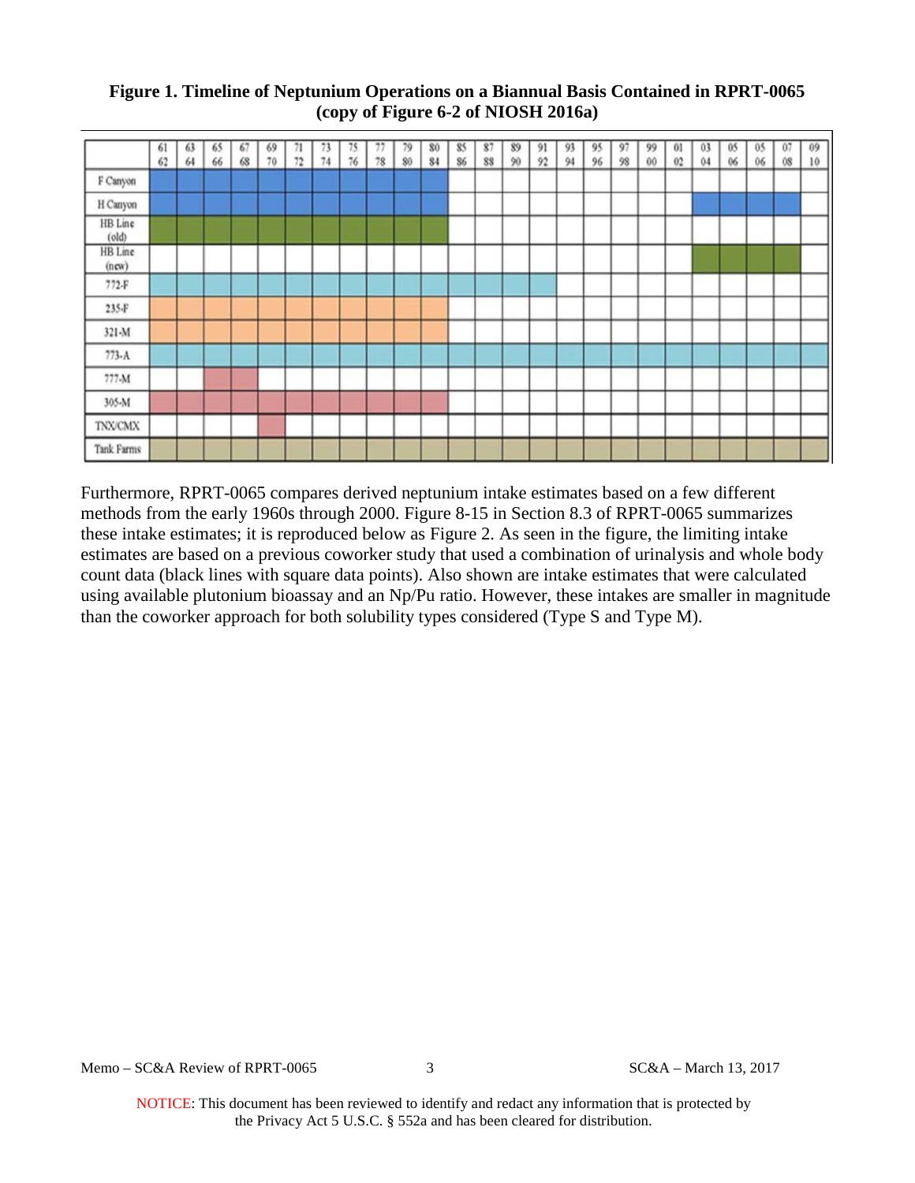**Figure 1. Timeline of Neptunium Operations on a Biannual Basis Contained in RPRT-0065 (copy of Figure 6-2 of NIOSH 2016a)**

| | 61 62 | 63 64 | 65 66 | 67 68 | 69 70 | 71 72 | 73 74 | 75 76 | 77 78 | 79 80 | 80 84 | 85 86 | 87 88 | 89 90 | 91 92 | 93 94 | 95 96 | 97 98 | 99 00 | 01 02 | 03 04 | 05 06 | 05 06 | 07 08 | 09 10 |
|---|---|---|---|---|---|---|---|---|---|---|---|---|---|---|---|---|---|---|---|---|---|---|---|---|---|
| F Canyon | X | X | X | X | X | X | X | X | X | X | X | | | | | | | | | | | | | | |
| H Canyon | X | X | X | X | X | X | X | X | X | X | X | | | | | | | | | | X | X | X | X | |
| HB Line (old) | X | X | X | X | X | X | X | X | X | X | X | | | | | | | | | | | | | | |
| HB Line (new) | | | | | | | | | | | | | | | | | | | | | X | X | X | X | |
| 772-F | X | X | X | X | X | X | X | X | X | X | X | X | X | X | X | | | | | | | | | | |
| 235-F | X | X | X | X | X | X | X | X | X | X | X | | | | | | | | | | | | | | |
| 321-M | X | X | X | X | X | X | X | X | X | X | X | | | | | | | | | | | | | | |
| 773-A | X | X | X | X | X | X | X | X | X | X | X | X | X | X | X | X | X | X | X | X | X | X | X | X | X |
| 777-M | | | X | X | | | | | | | | | | | | | | | | | | | | | |
| 305-M | X | X | X | X | X | X | X | X | X | X | X | | | | | | | | | | | | | | |
| TNX/CMX | | | | | X | | | | | | | | | | | | | | | | | | | | |
| Tank Farms | X | X | X | X | X | X | X | X | X | X | X | X | X | X | X | X | X | X | X | X | X | X | X | X | X |

Furthermore, RPRT-0065 compares derived neptunium intake estimates based on a few different methods from the early 1960s through 2000. Figure 8-15 in Section 8.3 of RPRT-0065 summarizes these intake estimates; it is reproduced below as Figure 2. As seen in the figure, the limiting intake estimates are based on a previous coworker study that used a combination of urinalysis and whole body count data (black lines with square data points). Also shown are intake estimates that were calculated using available plutonium bioassay and an Np/Pu ratio. However, these intakes are smaller in magnitude than the coworker approach for both solubility types considered (Type S and Type M).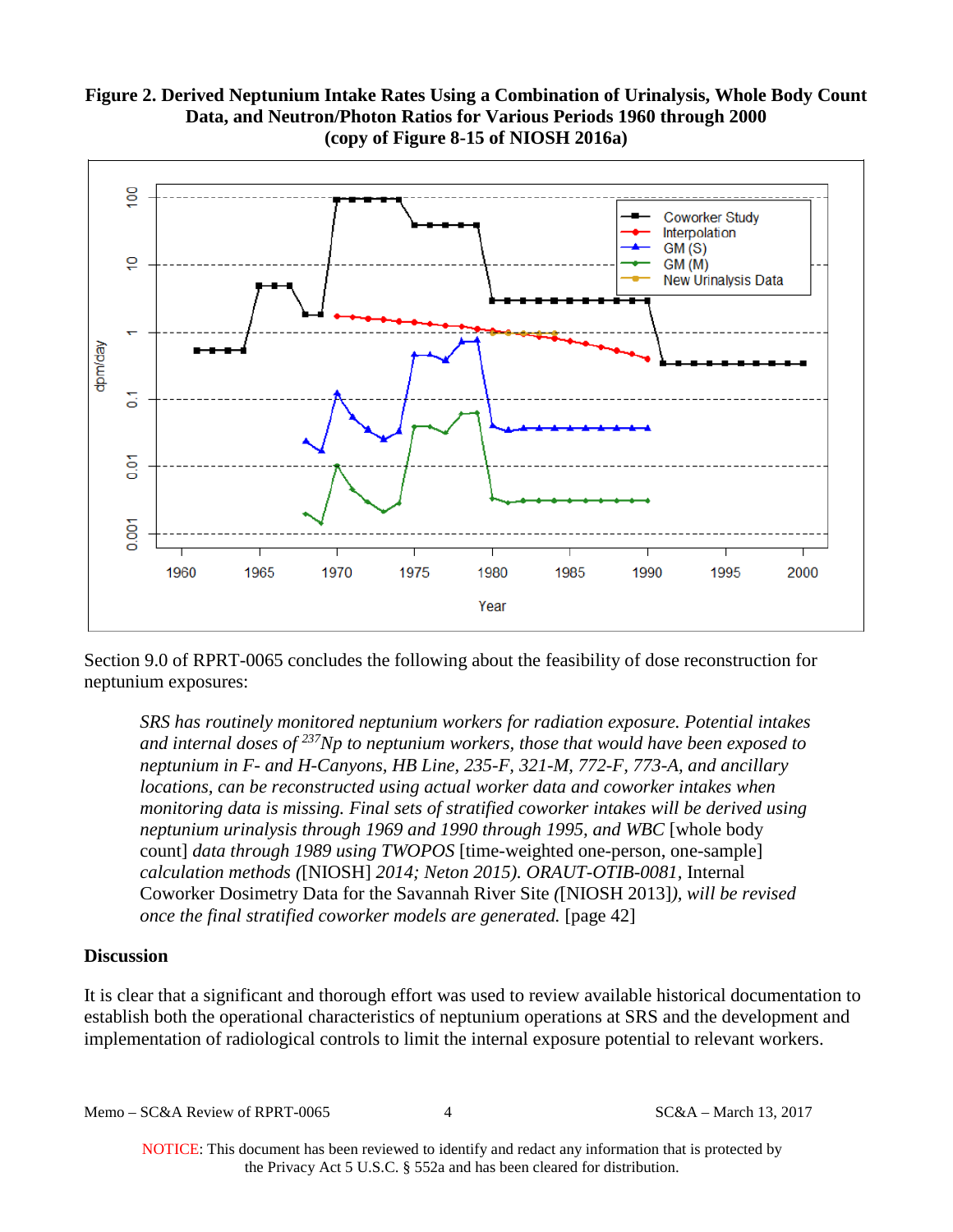**Figure 2. Derived Neptunium Intake Rates Using a Combination of Urinalysis, Whole Body Count Data, and Neutron/Photon Ratios for Various Periods 1960 through 2000 (copy of Figure 8-15 of NIOSH 2016a)**

Section 9.0 of RPRT-0065 concludes the following about the feasibility of dose reconstruction for neptunium exposures:

> *SRS has routinely monitored neptunium workers for radiation exposure. Potential intakes and internal doses of* $^{237}$*Np to neptunium workers, those that would have been exposed to neptunium in F- and H-Canyons, HB Line, 235-F, 321-M, 772-F, 773-A, and ancillary locations, can be reconstructed using actual worker data and coworker intakes when monitoring data is missing. Final sets of stratified coworker intakes will be derived using neptunium urinalysis through 1969 and 1990 through 1995, and WBC* [whole body count] *data through 1989 using TWOPOS* [time-weighted one-person, one-sample] *calculation methods (*[NIOSH] *2014; Neton 2015). ORAUT-OTIB-0081,* Internal Coworker Dosimetry Data for the Savannah River Site *(*[NIOSH 2013]*), will be revised once the final stratified coworker models are generated.* [page 42]

## Discussion

It is clear that a significant and thorough effort was used to review available historical documentation to establish both the operational characteristics of neptunium operations at SRS and the development and implementation of radiological controls to limit the internal exposure potential to relevant workers.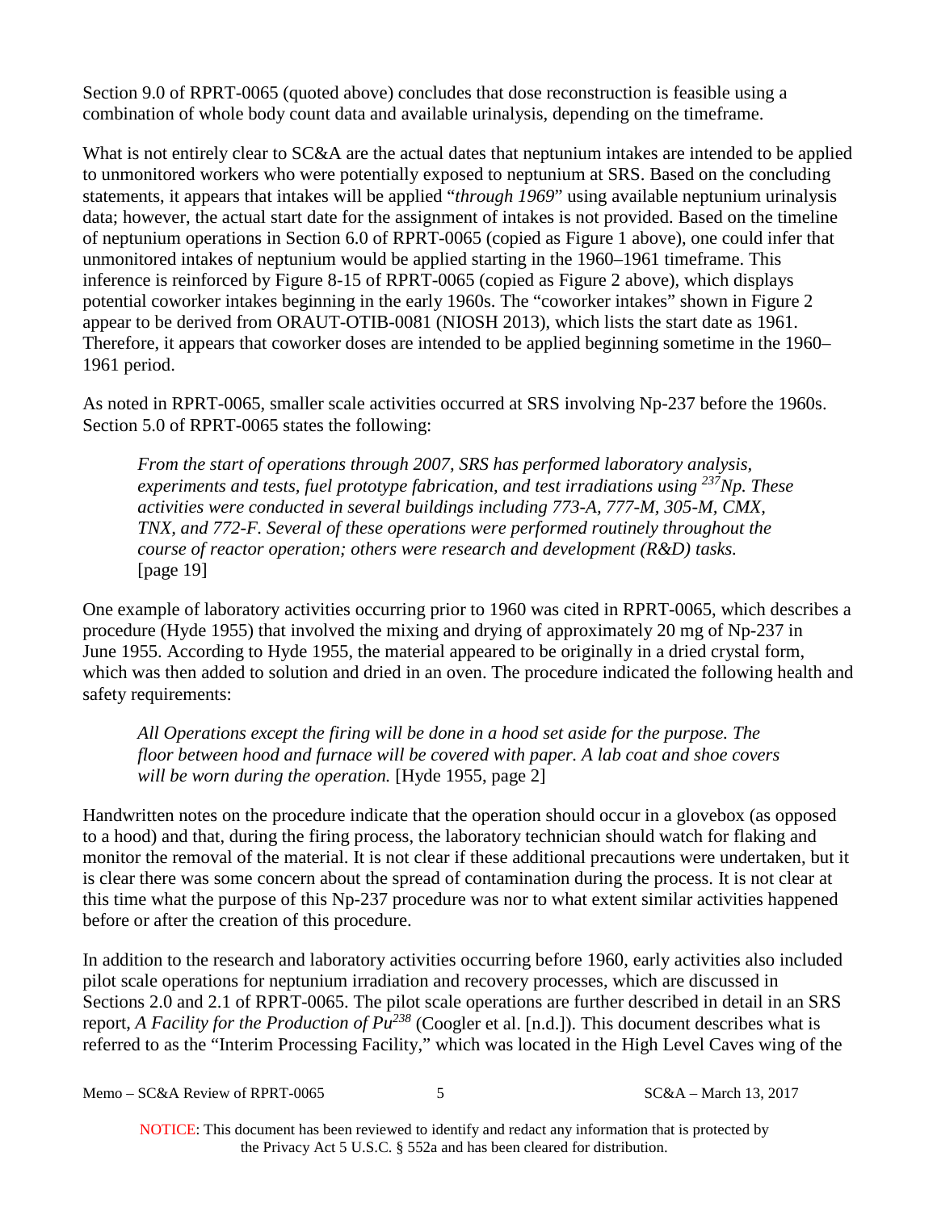Section 9.0 of RPRT-0065 (quoted above) concludes that dose reconstruction is feasible using a combination of whole body count data and available urinalysis, depending on the timeframe.

What is not entirely clear to SC&A are the actual dates that neptunium intakes are intended to be applied to unmonitored workers who were potentially exposed to neptunium at SRS. Based on the concluding statements, it appears that intakes will be applied "*through 1969*" using available neptunium urinalysis data; however, the actual start date for the assignment of intakes is not provided. Based on the timeline of neptunium operations in Section 6.0 of RPRT-0065 (copied as Figure 1 above), one could infer that unmonitored intakes of neptunium would be applied starting in the 1960–1961 timeframe. This inference is reinforced by Figure 8-15 of RPRT-0065 (copied as Figure 2 above), which displays potential coworker intakes beginning in the early 1960s. The "coworker intakes" shown in Figure 2 appear to be derived from ORAUT-OTIB-0081 (NIOSH 2013), which lists the start date as 1961. Therefore, it appears that coworker doses are intended to be applied beginning sometime in the 1960–1961 period.

As noted in RPRT-0065, smaller scale activities occurred at SRS involving Np-237 before the 1960s. Section 5.0 of RPRT-0065 states the following:

> *From the start of operations through 2007, SRS has performed laboratory analysis, experiments and tests, fuel prototype fabrication, and test irradiations using $^{237}$Np. These activities were conducted in several buildings including 773-A, 777-M, 305-M, CMX, TNX, and 772-F. Several of these operations were performed routinely throughout the course of reactor operation; others were research and development (R&D) tasks.* [page 19]

One example of laboratory activities occurring prior to 1960 was cited in RPRT-0065, which describes a procedure (Hyde 1955) that involved the mixing and drying of approximately 20 mg of Np-237 in June 1955. According to Hyde 1955, the material appeared to be originally in a dried crystal form, which was then added to solution and dried in an oven. The procedure indicated the following health and safety requirements:

> *All Operations except the firing will be done in a hood set aside for the purpose. The floor between hood and furnace will be covered with paper. A lab coat and shoe covers will be worn during the operation.* [Hyde 1955, page 2]

Handwritten notes on the procedure indicate that the operation should occur in a glovebox (as opposed to a hood) and that, during the firing process, the laboratory technician should watch for flaking and monitor the removal of the material. It is not clear if these additional precautions were undertaken, but it is clear there was some concern about the spread of contamination during the process. It is not clear at this time what the purpose of this Np-237 procedure was nor to what extent similar activities happened before or after the creation of this procedure.

In addition to the research and laboratory activities occurring before 1960, early activities also included pilot scale operations for neptunium irradiation and recovery processes, which are discussed in Sections 2.0 and 2.1 of RPRT-0065. The pilot scale operations are further described in detail in an SRS report, *A Facility for the Production of Pu$^{238}$* (Coogler et al. [n.d.]). This document describes what is referred to as the "Interim Processing Facility," which was located in the High Level Caves wing of the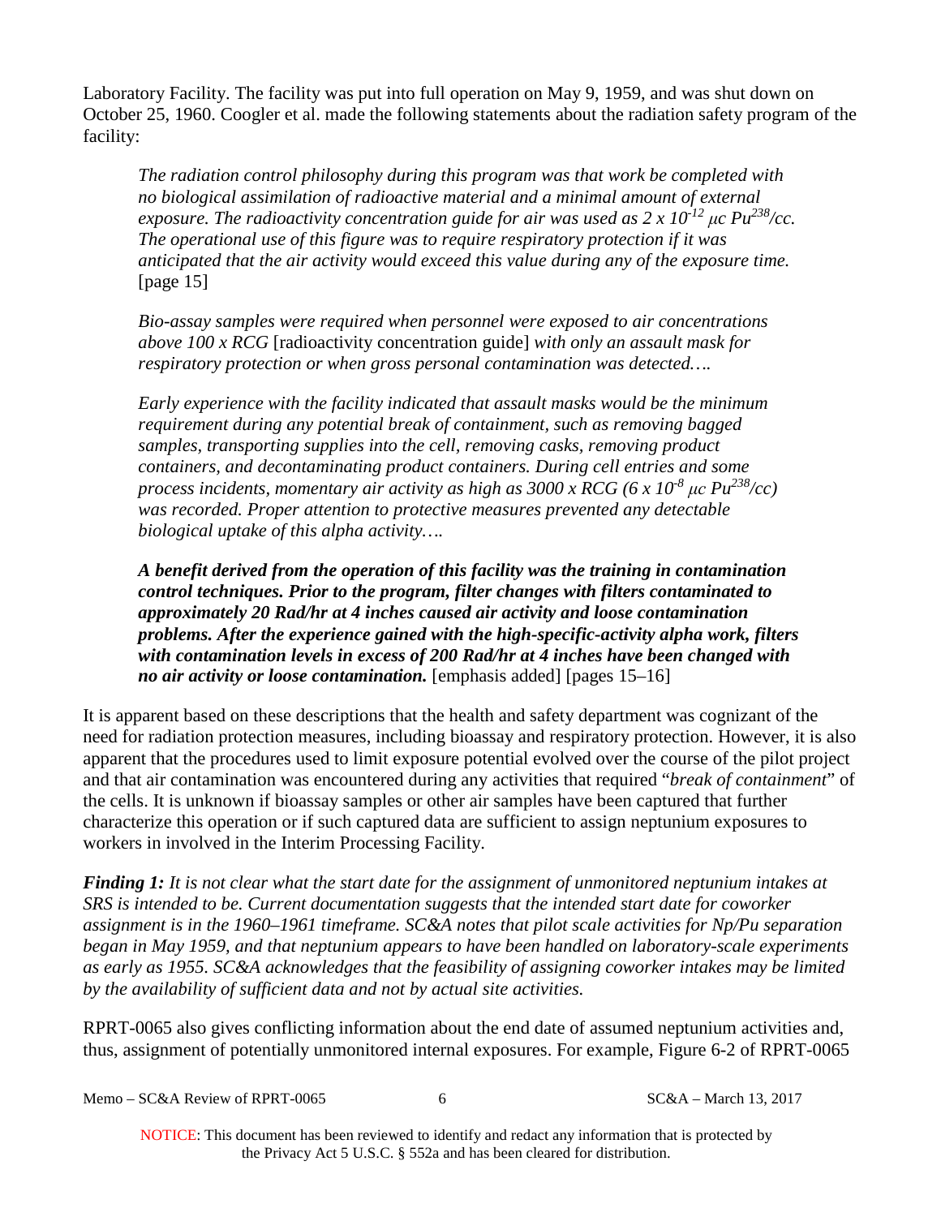Laboratory Facility. The facility was put into full operation on May 9, 1959, and was shut down on October 25, 1960. Coogler et al. made the following statements about the radiation safety program of the facility:

> *The radiation control philosophy during this program was that work be completed with no biological assimilation of radioactive material and a minimal amount of external exposure. The radioactivity concentration guide for air was used as $2 \times 10^{-12}$ μc $Pu^{238}$/cc. The operational use of this figure was to require respiratory protection if it was anticipated that the air activity would exceed this value during any of the exposure time.* [page 15]
>
> *Bio-assay samples were required when personnel were exposed to air concentrations above 100 x RCG* [radioactivity concentration guide] *with only an assault mask for respiratory protection or when gross personal contamination was detected….*
>
> *Early experience with the facility indicated that assault masks would be the minimum requirement during any potential break of containment, such as removing bagged samples, transporting supplies into the cell, removing casks, removing product containers, and decontaminating product containers. During cell entries and some process incidents, momentary air activity as high as 3000 x RCG ($6 \times 10^{-8}$ μc $Pu^{238}$/cc) was recorded. Proper attention to protective measures prevented any detectable biological uptake of this alpha activity….*
>
> ***A benefit derived from the operation of this facility was the training in contamination control techniques. Prior to the program, filter changes with filters contaminated to approximately 20 Rad/hr at 4 inches caused air activity and loose contamination problems. After the experience gained with the high-specific-activity alpha work, filters with contamination levels in excess of 200 Rad/hr at 4 inches have been changed with no air activity or loose contamination.*** [emphasis added] [pages 15–16]

It is apparent based on these descriptions that the health and safety department was cognizant of the need for radiation protection measures, including bioassay and respiratory protection. However, it is also apparent that the procedures used to limit exposure potential evolved over the course of the pilot project and that air contamination was encountered during any activities that required "*break of containment*" of the cells. It is unknown if bioassay samples or other air samples have been captured that further characterize this operation or if such captured data are sufficient to assign neptunium exposures to workers in involved in the Interim Processing Facility.

***Finding 1:*** *It is not clear what the start date for the assignment of unmonitored neptunium intakes at SRS is intended to be. Current documentation suggests that the intended start date for coworker assignment is in the 1960–1961 timeframe. SC&A notes that pilot scale activities for Np/Pu separation began in May 1959, and that neptunium appears to have been handled on laboratory-scale experiments as early as 1955. SC&A acknowledges that the feasibility of assigning coworker intakes may be limited by the availability of sufficient data and not by actual site activities.*

RPRT-0065 also gives conflicting information about the end date of assumed neptunium activities and, thus, assignment of potentially unmonitored internal exposures. For example, Figure 6-2 of RPRT-0065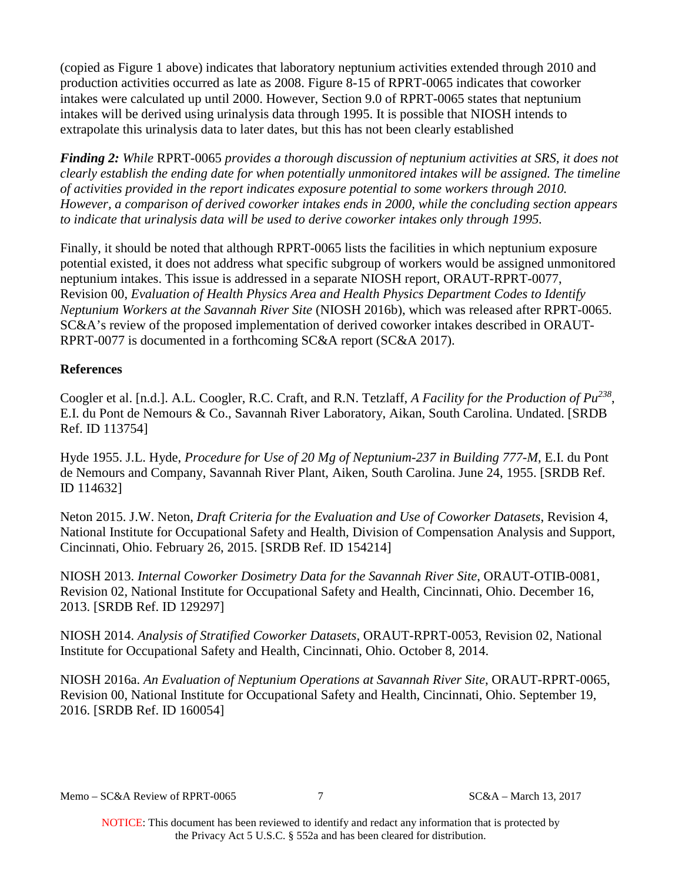(copied as Figure 1 above) indicates that laboratory neptunium activities extended through 2010 and production activities occurred as late as 2008. Figure 8-15 of RPRT-0065 indicates that coworker intakes were calculated up until 2000. However, Section 9.0 of RPRT-0065 states that neptunium intakes will be derived using urinalysis data through 1995. It is possible that NIOSH intends to extrapolate this urinalysis data to later dates, but this has not been clearly established

***Finding 2:*** *While* RPRT-0065 *provides a thorough discussion of neptunium activities at SRS, it does not clearly establish the ending date for when potentially unmonitored intakes will be assigned. The timeline of activities provided in the report indicates exposure potential to some workers through 2010. However, a comparison of derived coworker intakes ends in 2000, while the concluding section appears to indicate that urinalysis data will be used to derive coworker intakes only through 1995.*

Finally, it should be noted that although RPRT-0065 lists the facilities in which neptunium exposure potential existed, it does not address what specific subgroup of workers would be assigned unmonitored neptunium intakes. This issue is addressed in a separate NIOSH report, ORAUT-RPRT-0077, Revision 00, *Evaluation of Health Physics Area and Health Physics Department Codes to Identify Neptunium Workers at the Savannah River Site* (NIOSH 2016b), which was released after RPRT-0065. SC&A's review of the proposed implementation of derived coworker intakes described in ORAUT-RPRT-0077 is documented in a forthcoming SC&A report (SC&A 2017).

## References

Coogler et al. [n.d.]. A.L. Coogler, R.C. Craft, and R.N. Tetzlaff, *A Facility for the Production of $Pu^{238}$*, E.I. du Pont de Nemours & Co., Savannah River Laboratory, Aikan, South Carolina. Undated. [SRDB Ref. ID 113754]

Hyde 1955. J.L. Hyde, *Procedure for Use of 20 Mg of Neptunium-237 in Building 777-M*, E.I. du Pont de Nemours and Company, Savannah River Plant, Aiken, South Carolina. June 24, 1955. [SRDB Ref. ID 114632]

Neton 2015. J.W. Neton, *Draft Criteria for the Evaluation and Use of Coworker Datasets*, Revision 4, National Institute for Occupational Safety and Health, Division of Compensation Analysis and Support, Cincinnati, Ohio. February 26, 2015. [SRDB Ref. ID 154214]

NIOSH 2013. *Internal Coworker Dosimetry Data for the Savannah River Site*, ORAUT-OTIB-0081, Revision 02, National Institute for Occupational Safety and Health, Cincinnati, Ohio. December 16, 2013. [SRDB Ref. ID 129297]

NIOSH 2014. *Analysis of Stratified Coworker Datasets*, ORAUT-RPRT-0053, Revision 02, National Institute for Occupational Safety and Health, Cincinnati, Ohio. October 8, 2014.

NIOSH 2016a. *An Evaluation of Neptunium Operations at Savannah River Site*, ORAUT-RPRT-0065, Revision 00, National Institute for Occupational Safety and Health, Cincinnati, Ohio. September 19, 2016. [SRDB Ref. ID 160054]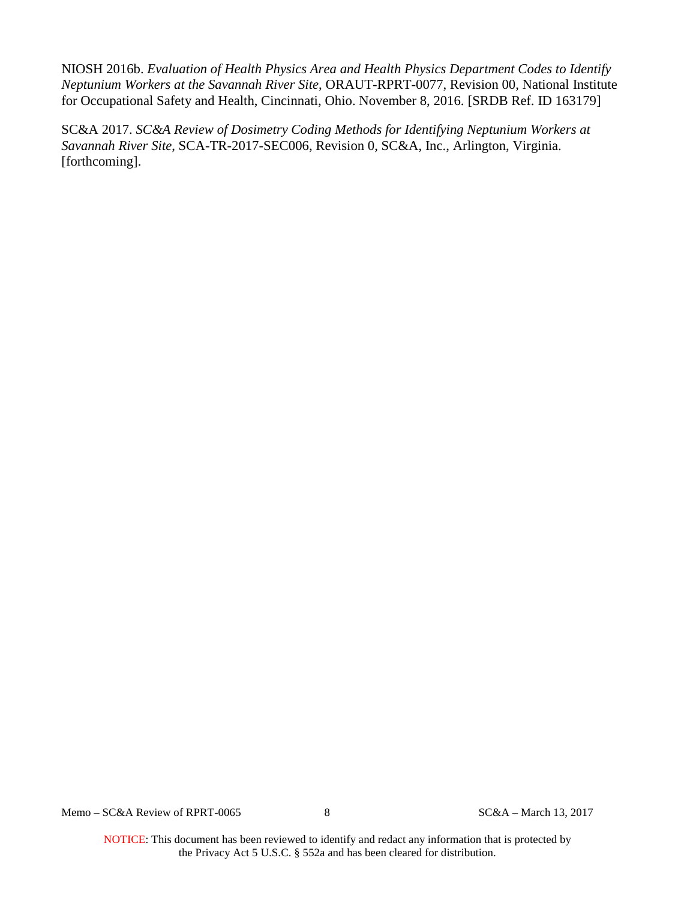NIOSH 2016b. *Evaluation of Health Physics Area and Health Physics Department Codes to Identify Neptunium Workers at the Savannah River Site*, ORAUT-RPRT-0077, Revision 00, National Institute for Occupational Safety and Health, Cincinnati, Ohio. November 8, 2016. [SRDB Ref. ID 163179]

SC&A 2017. *SC&A Review of Dosimetry Coding Methods for Identifying Neptunium Workers at Savannah River Site*, SCA-TR-2017-SEC006, Revision 0, SC&A, Inc., Arlington, Virginia. [forthcoming].